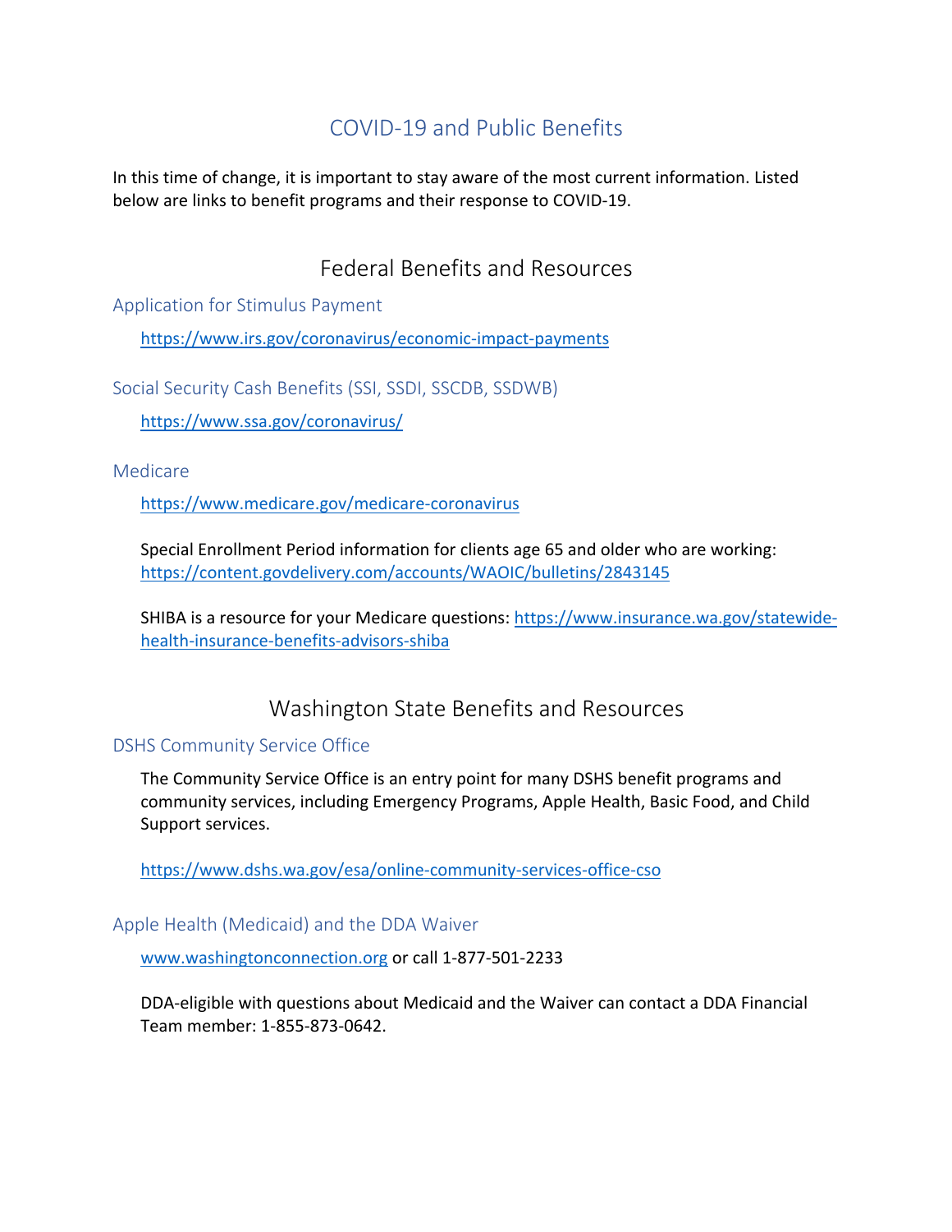# COVID-19 and Public Benefits

In this time of change, it is important to stay aware of the most current information. Listed below are links to benefit programs and their response to COVID-19.

## Federal Benefits and Resources

### Application for Stimulus Payment

https://www.irs.gov/coronavirus/economic-impact-payments

### Social Security Cash Benefits (SSI, SSDI, SSCDB, SSDWB)

https://www.ssa.gov/coronavirus/

### Medicare

https://www.medicare.gov/medicare-coronavirus

Special Enrollment Period information for clients age 65 and older who are working: https://content.govdelivery.com/accounts/WAOIC/bulletins/2843145

SHIBA is a resource for your Medicare questions: https://www.insurance.wa.gov/statewide-health-insurance-benefits-advisors-shiba

## Washington State Benefits and Resources

### DSHS Community Service Office

The Community Service Office is an entry point for many DSHS benefit programs and community services, including Emergency Programs, Apple Health, Basic Food, and Child Support services.

https://www.dshs.wa.gov/esa/online-community-services-office-cso

### Apple Health (Medicaid) and the DDA Waiver

www.washingtonconnection.org or call 1-877-501-2233

DDA-eligible with questions about Medicaid and the Waiver can contact a DDA Financial Team member: 1-855-873-0642.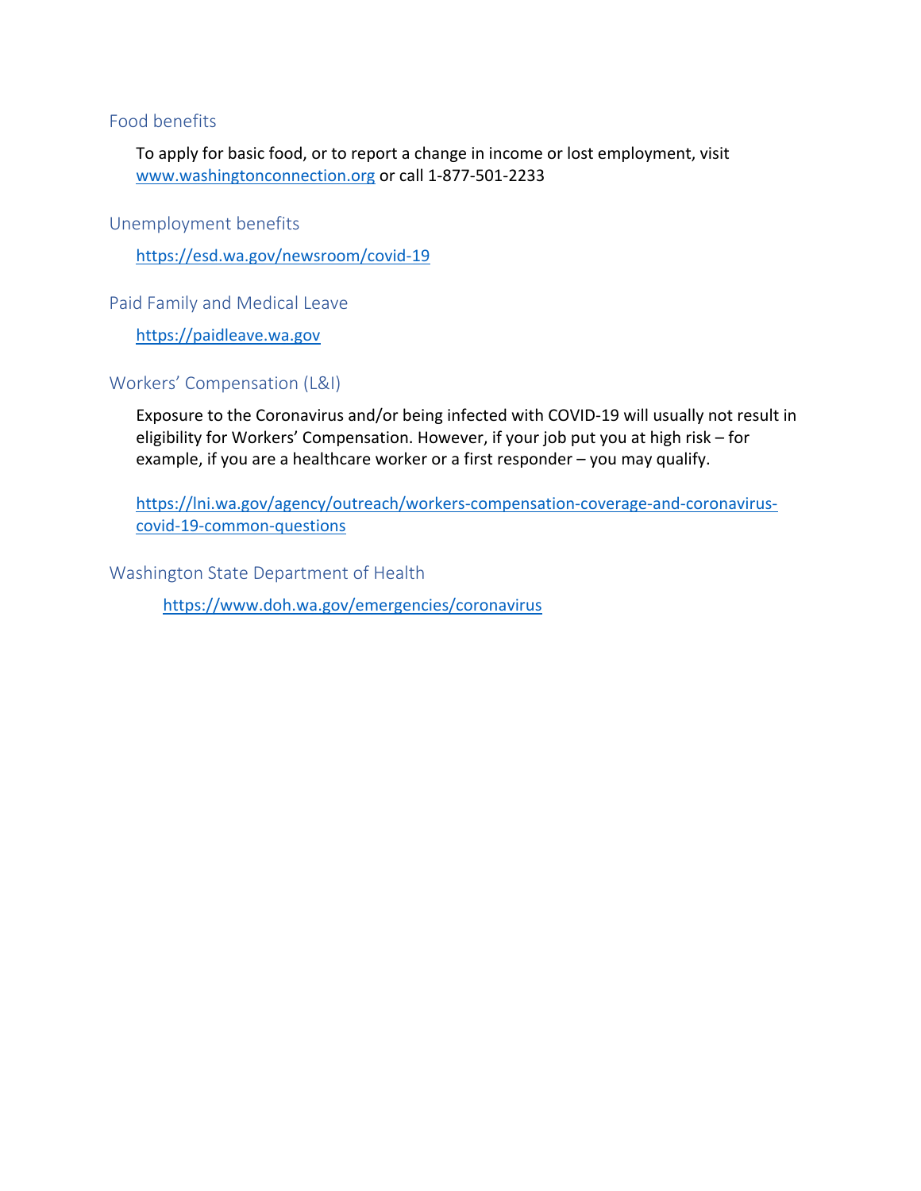## Food benefits

To apply for basic food, or to report a change in income or lost employment, visit www.washingtonconnection.org or call 1-877-501-2233

## Unemployment benefits

https://esd.wa.gov/newsroom/covid-19

## Paid Family and Medical Leave

https://paidleave.wa.gov

## Workers' Compensation (L&I)

Exposure to the Coronavirus and/or being infected with COVID-19 will usually not result in eligibility for Workers' Compensation. However, if your job put you at high risk – for example, if you are a healthcare worker or a first responder – you may qualify.

https://lni.wa.gov/agency/outreach/workers-compensation-coverage-and-coronavirus-covid-19-common-questions

## Washington State Department of Health

https://www.doh.wa.gov/emergencies/coronavirus